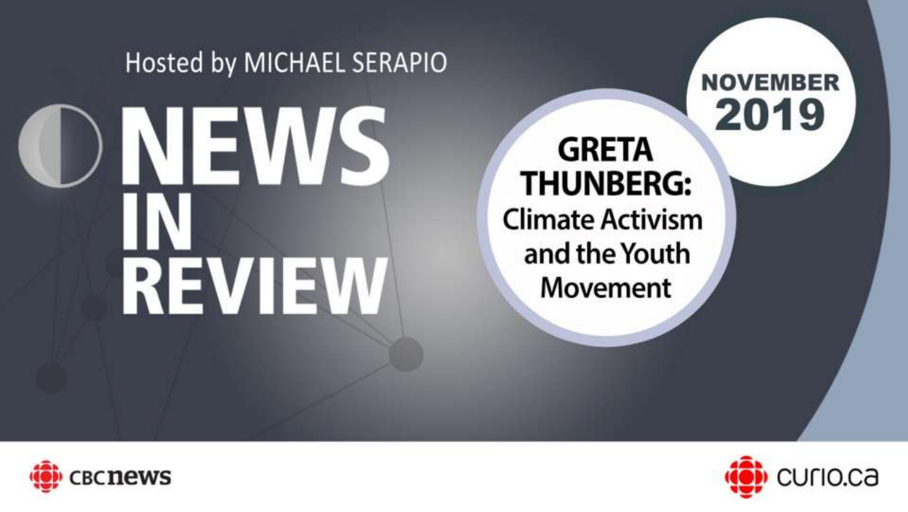Hosted by MICHAEL SERAPIO

# NEWS IN REVIEW

**NOVEMBER 2019**

## GRETA THUNBERG: Climate Activism and the Youth Movement

CBC news

curio.ca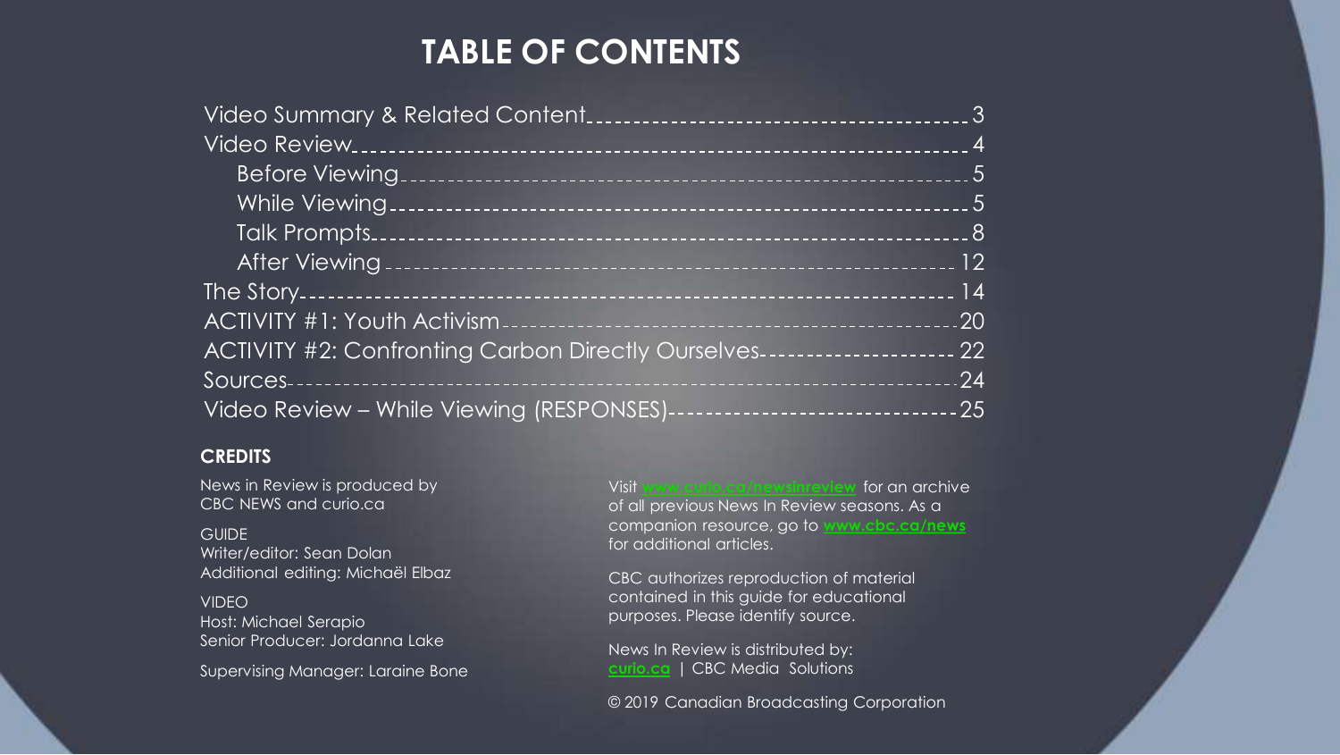# TABLE OF CONTENTS

| | |
|---|---|
| Video Summary & Related Content | 3 |
| Video Review | 4 |
| Before Viewing | 5 |
| While Viewing | 5 |
| Talk Prompts | 8 |
| After Viewing | 12 |
| The Story | 14 |
| ACTIVITY #1: Youth Activism | 20 |
| ACTIVITY #2: Confronting Carbon Directly Ourselves | 22 |
| Sources | 24 |
| Video Review – While Viewing (RESPONSES) | 25 |

## CREDITS

News in Review is produced by CBC NEWS and curio.ca

GUIDE
Writer/editor: Sean Dolan
Additional editing: Michaël Elbaz

VIDEO
Host: Michael Serapio
Senior Producer: Jordanna Lake

Supervising Manager: Laraine Bone

Visit www.curio.ca/newsinreview for an archive of all previous News In Review seasons. As a companion resource, go to www.cbc.ca/news for additional articles.

CBC authorizes reproduction of material contained in this guide for educational purposes. Please identify source.

News In Review is distributed by:
curio.ca | CBC Media Solutions

© 2019 Canadian Broadcasting Corporation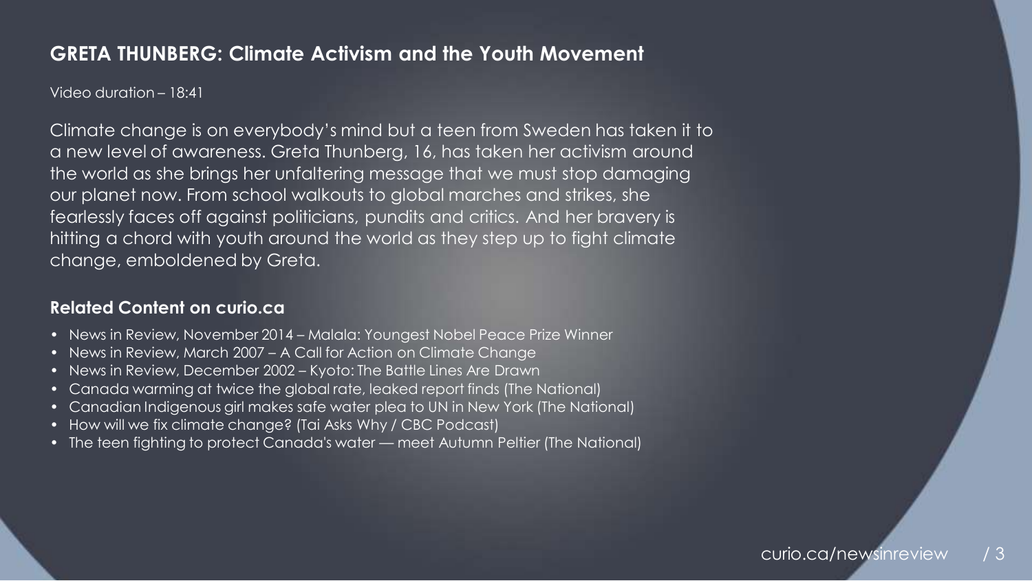## GRETA THUNBERG: Climate Activism and the Youth Movement

Video duration – 18:41

Climate change is on everybody's mind but a teen from Sweden has taken it to a new level of awareness. Greta Thunberg, 16, has taken her activism around the world as she brings her unfaltering message that we must stop damaging our planet now. From school walkouts to global marches and strikes, she fearlessly faces off against politicians, pundits and critics. And her bravery is hitting a chord with youth around the world as they step up to fight climate change, emboldened by Greta.

### Related Content on curio.ca

- News in Review, November 2014 – Malala: Youngest Nobel Peace Prize Winner
- News in Review, March 2007 – A Call for Action on Climate Change
- News in Review, December 2002 – Kyoto: The Battle Lines Are Drawn
- Canada warming at twice the global rate, leaked report finds (The National)
- Canadian Indigenous girl makes safe water plea to UN in New York (The National)
- How will we fix climate change? (Tai Asks Why / CBC Podcast)
- The teen fighting to protect Canada's water — meet Autumn Peltier (The National)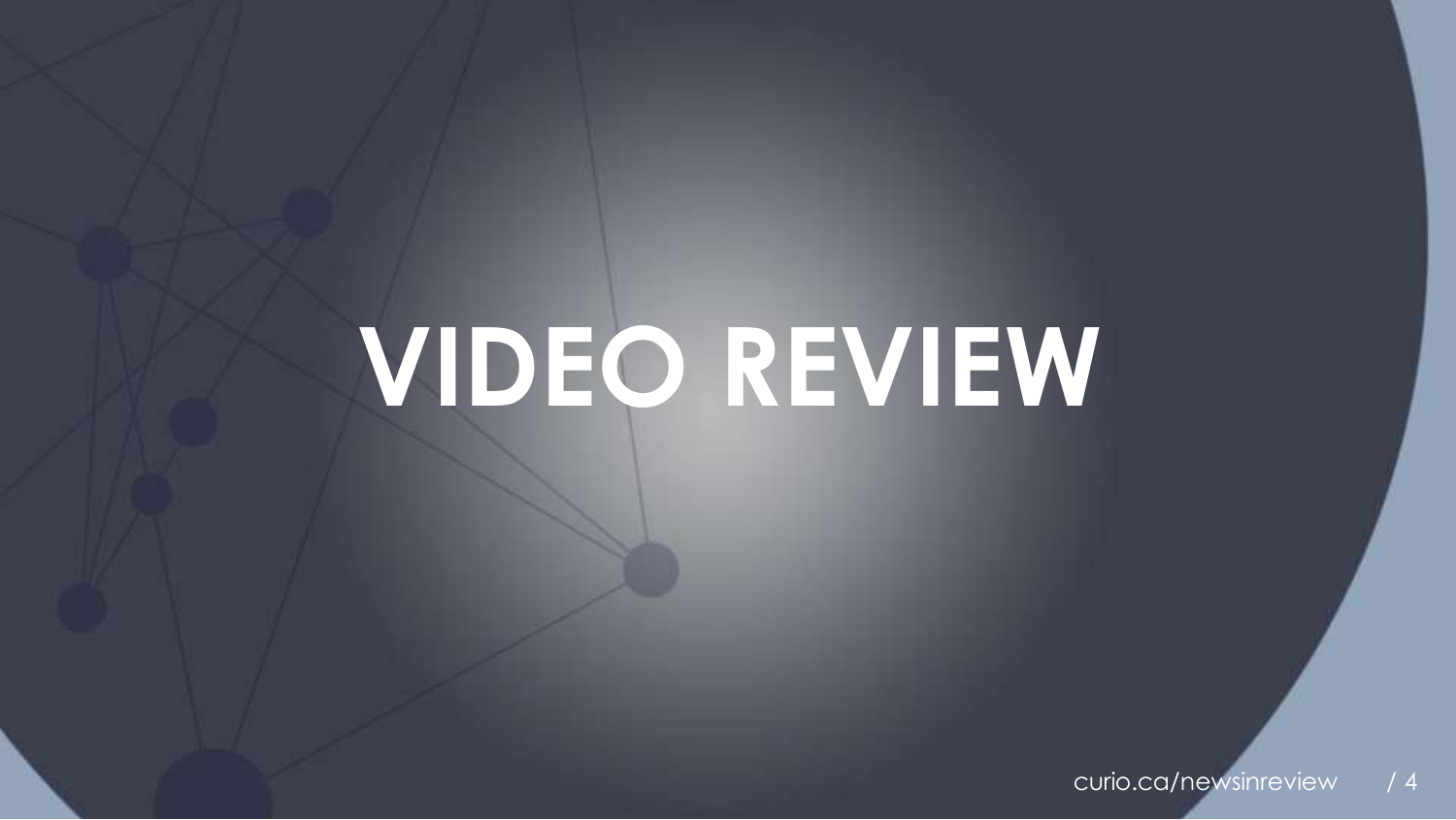# VIDEO REVIEW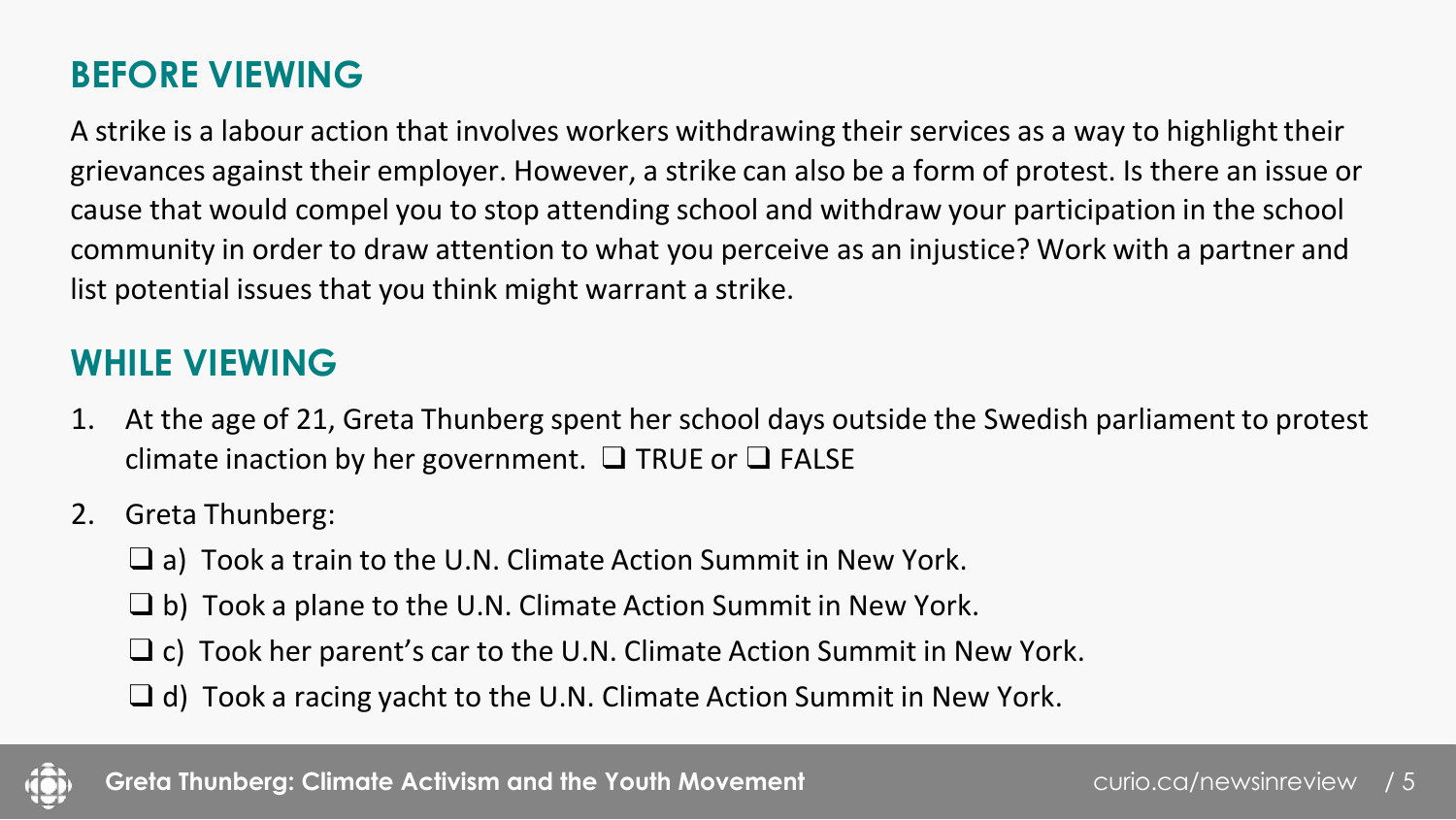## BEFORE VIEWING

A strike is a labour action that involves workers withdrawing their services as a way to highlight their grievances against their employer. However, a strike can also be a form of protest. Is there an issue or cause that would compel you to stop attending school and withdraw your participation in the school community in order to draw attention to what you perceive as an injustice? Work with a partner and list potential issues that you think might warrant a strike.

## WHILE VIEWING

1. At the age of 21, Greta Thunberg spent her school days outside the Swedish parliament to protest climate inaction by her government. ❑ TRUE or ❑ FALSE

2. Greta Thunberg:

   ❑ a) Took a train to the U.N. Climate Action Summit in New York.

   ❑ b) Took a plane to the U.N. Climate Action Summit in New York.

   ❑ c) Took her parent's car to the U.N. Climate Action Summit in New York.

   ❑ d) Took a racing yacht to the U.N. Climate Action Summit in New York.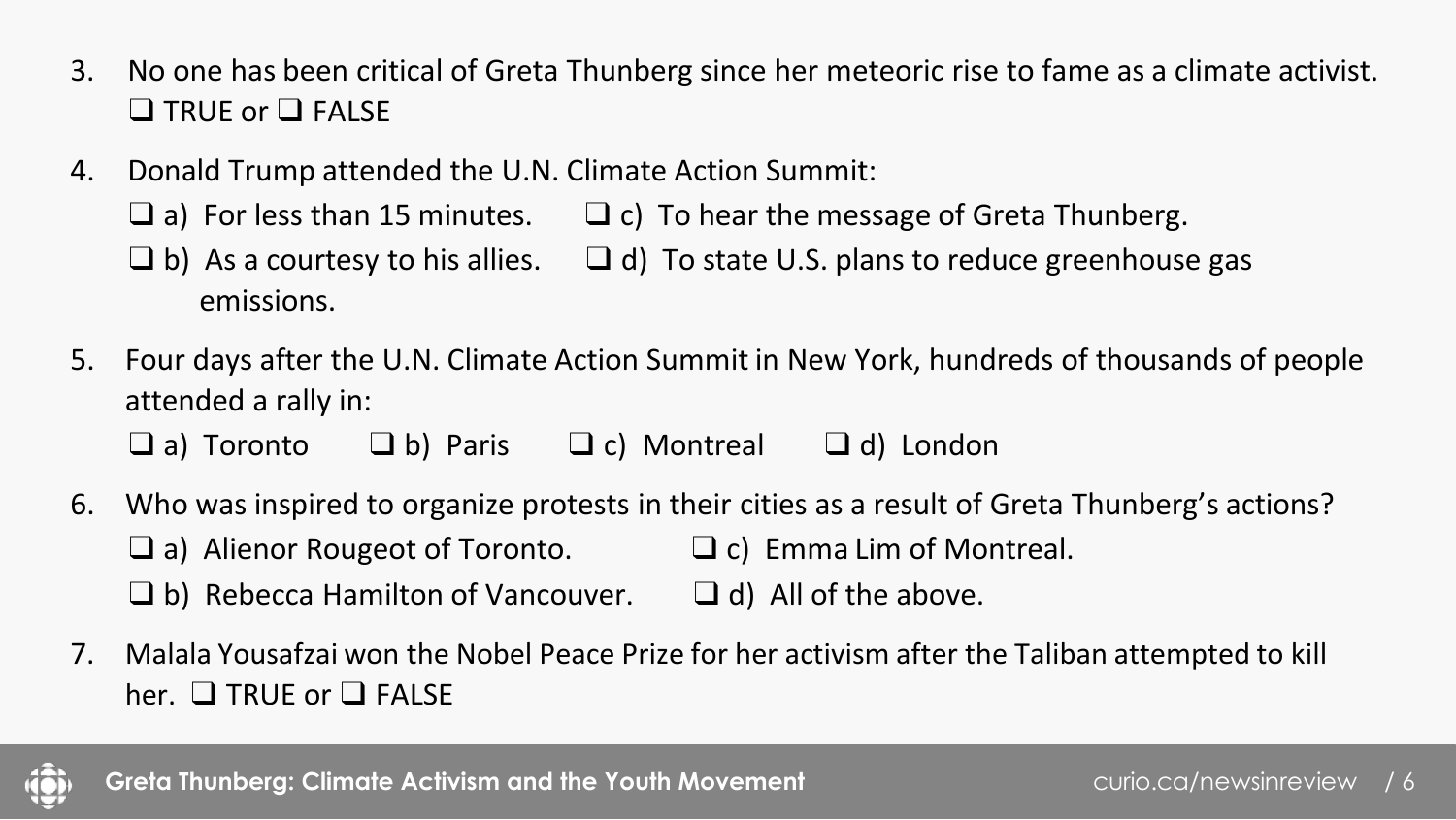3. No one has been critical of Greta Thunberg since her meteoric rise to fame as a climate activist.
   ❑ TRUE or ❑ FALSE

4. Donald Trump attended the U.N. Climate Action Summit:
   ❑ a) For less than 15 minutes.
   ❑ b) As a courtesy to his allies.
   ❑ c) To hear the message of Greta Thunberg.
   ❑ d) To state U.S. plans to reduce greenhouse gas emissions.

5. Four days after the U.N. Climate Action Summit in New York, hundreds of thousands of people attended a rally in:
   ❑ a) Toronto ❑ b) Paris ❑ c) Montreal ❑ d) London

6. Who was inspired to organize protests in their cities as a result of Greta Thunberg's actions?
   ❑ a) Alienor Rougeot of Toronto.
   ❑ b) Rebecca Hamilton of Vancouver.
   ❑ c) Emma Lim of Montreal.
   ❑ d) All of the above.

7. Malala Yousafzai won the Nobel Peace Prize for her activism after the Taliban attempted to kill her. ❑ TRUE or ❑ FALSE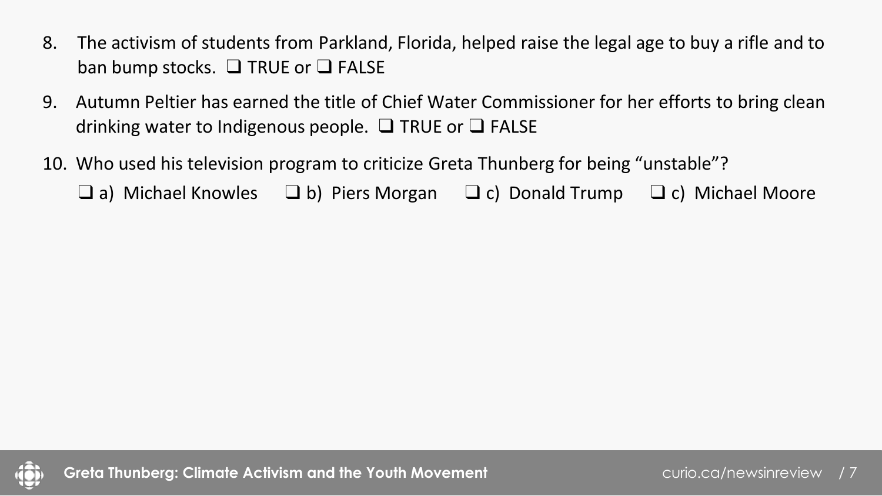8. The activism of students from Parkland, Florida, helped raise the legal age to buy a rifle and to ban bump stocks. ❑ TRUE or ❑ FALSE

9. Autumn Peltier has earned the title of Chief Water Commissioner for her efforts to bring clean drinking water to Indigenous people. ❑ TRUE or ❑ FALSE

10. Who used his television program to criticize Greta Thunberg for being "unstable"?

    ❑ a) Michael Knowles ❑ b) Piers Morgan ❑ c) Donald Trump ❑ c) Michael Moore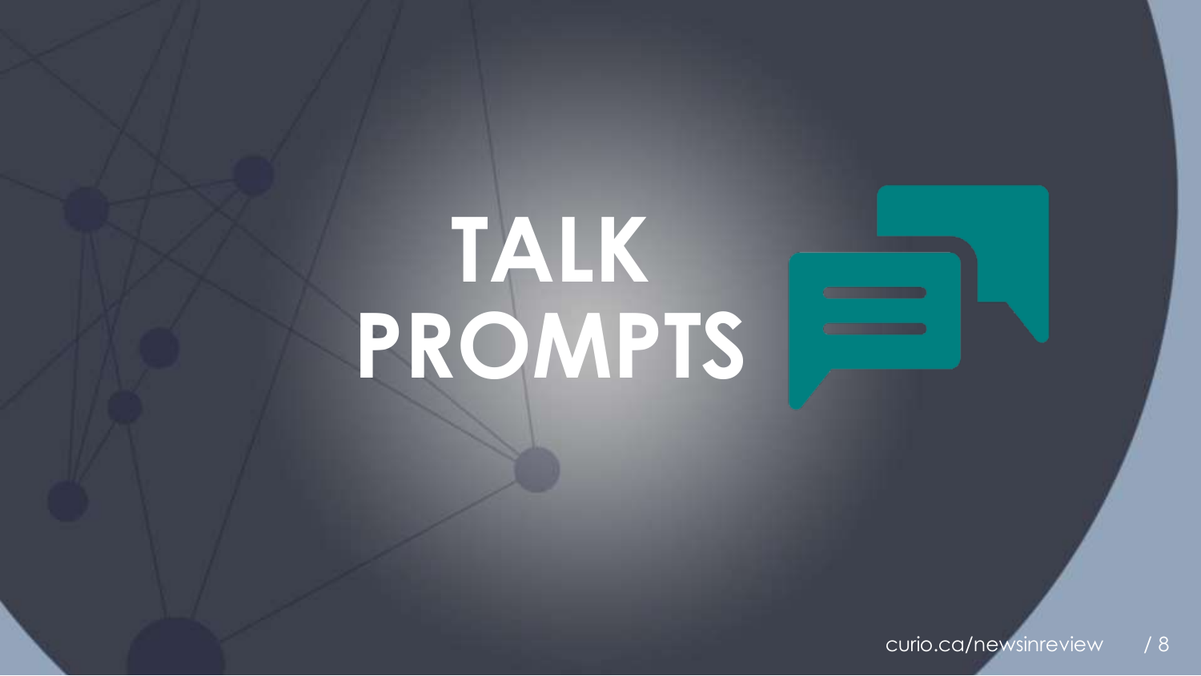# TALK PROMPTS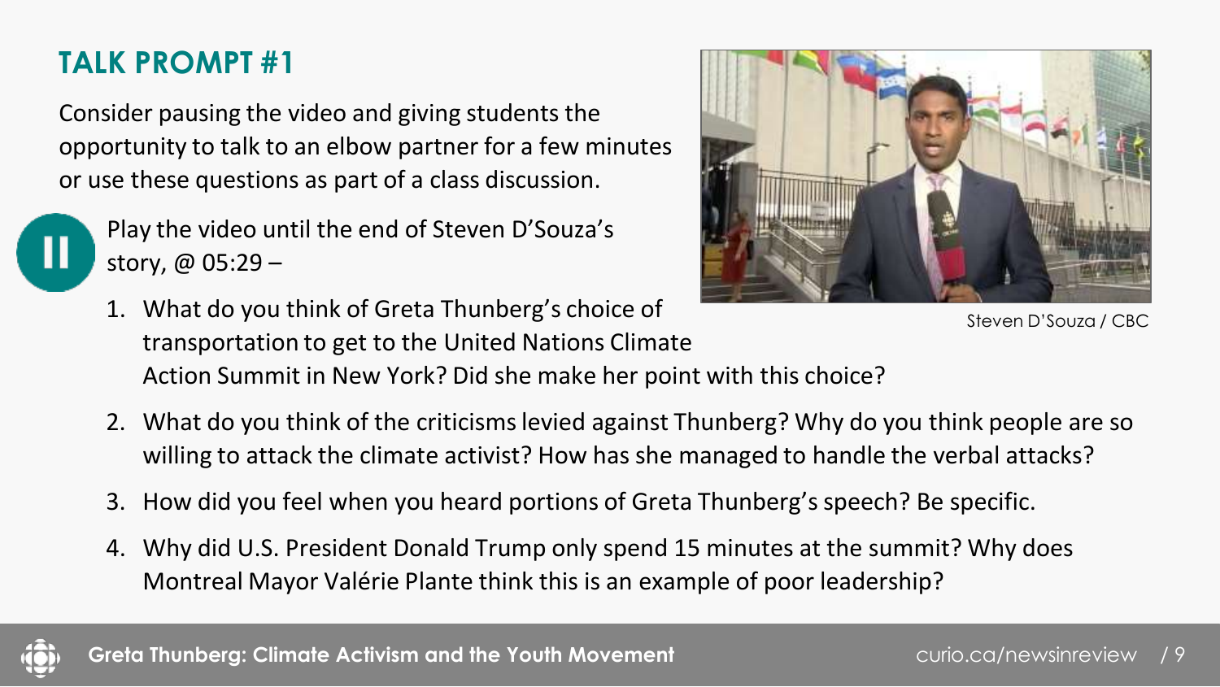## TALK PROMPT #1

Consider pausing the video and giving students the opportunity to talk to an elbow partner for a few minutes or use these questions as part of a class discussion.

Play the video until the end of Steven D'Souza's story, @ 05:29 –

Steven D'Souza / CBC

1. What do you think of Greta Thunberg's choice of transportation to get to the United Nations Climate Action Summit in New York? Did she make her point with this choice?
2. What do you think of the criticisms levied against Thunberg? Why do you think people are so willing to attack the climate activist? How has she managed to handle the verbal attacks?
3. How did you feel when you heard portions of Greta Thunberg's speech? Be specific.
4. Why did U.S. President Donald Trump only spend 15 minutes at the summit? Why does Montreal Mayor Valérie Plante think this is an example of poor leadership?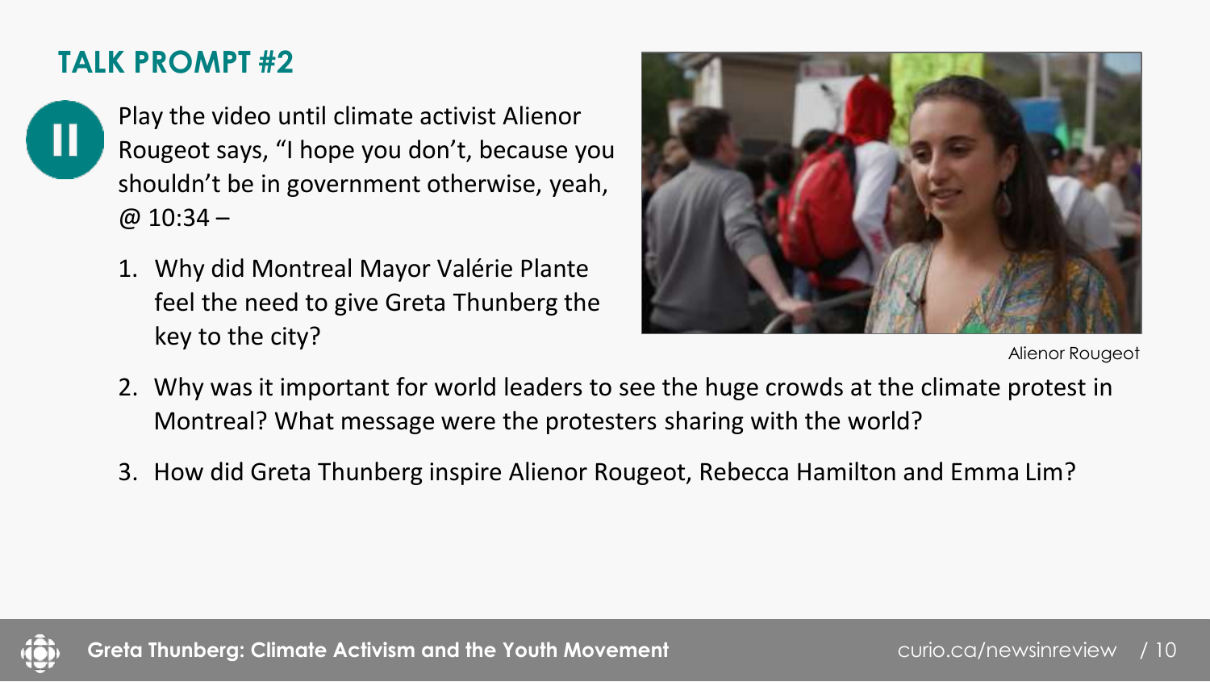## TALK PROMPT #2

Play the video until climate activist Alienor Rougeot says, "I hope you don't, because you shouldn't be in government otherwise, yeah, @ 10:34 –

1. Why did Montreal Mayor Valérie Plante feel the need to give Greta Thunberg the key to the city?

Alienor Rougeot

2. Why was it important for world leaders to see the huge crowds at the climate protest in Montreal? What message were the protesters sharing with the world?

3. How did Greta Thunberg inspire Alienor Rougeot, Rebecca Hamilton and Emma Lim?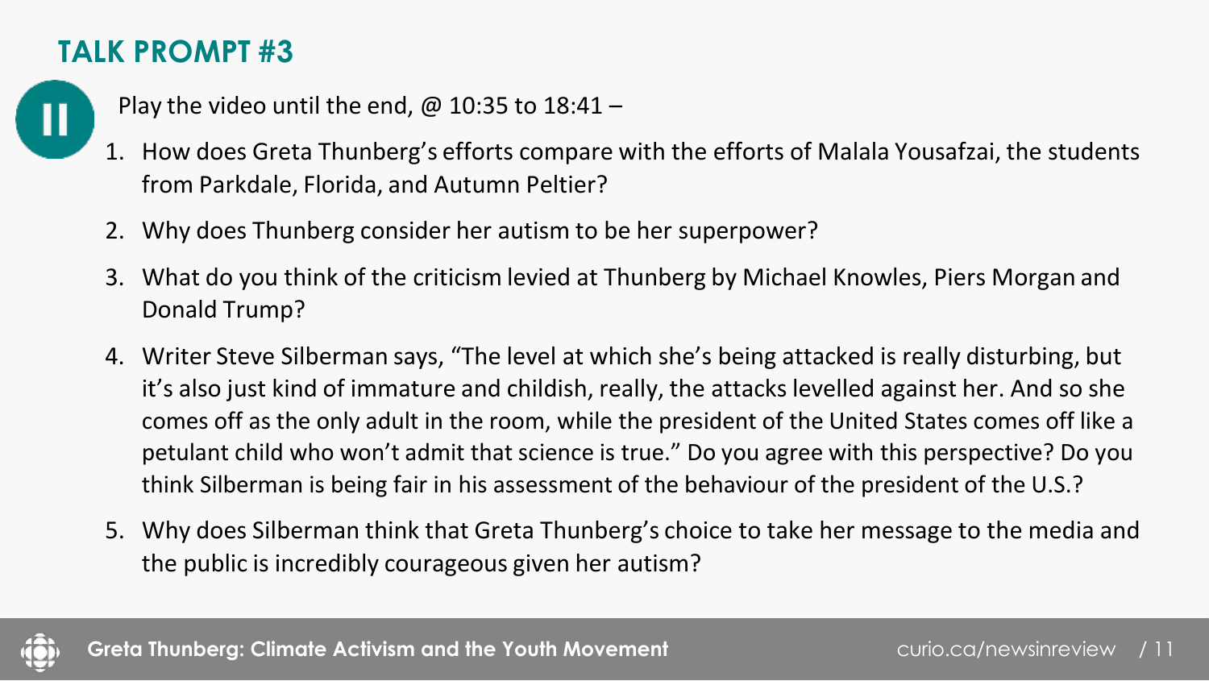## TALK PROMPT #3

Play the video until the end, @ 10:35 to 18:41 –

1. How does Greta Thunberg's efforts compare with the efforts of Malala Yousafzai, the students from Parkdale, Florida, and Autumn Peltier?
2. Why does Thunberg consider her autism to be her superpower?
3. What do you think of the criticism levied at Thunberg by Michael Knowles, Piers Morgan and Donald Trump?
4. Writer Steve Silberman says, "The level at which she's being attacked is really disturbing, but it's also just kind of immature and childish, really, the attacks levelled against her. And so she comes off as the only adult in the room, while the president of the United States comes off like a petulant child who won't admit that science is true." Do you agree with this perspective? Do you think Silberman is being fair in his assessment of the behaviour of the president of the U.S.?
5. Why does Silberman think that Greta Thunberg's choice to take her message to the media and the public is incredibly courageous given her autism?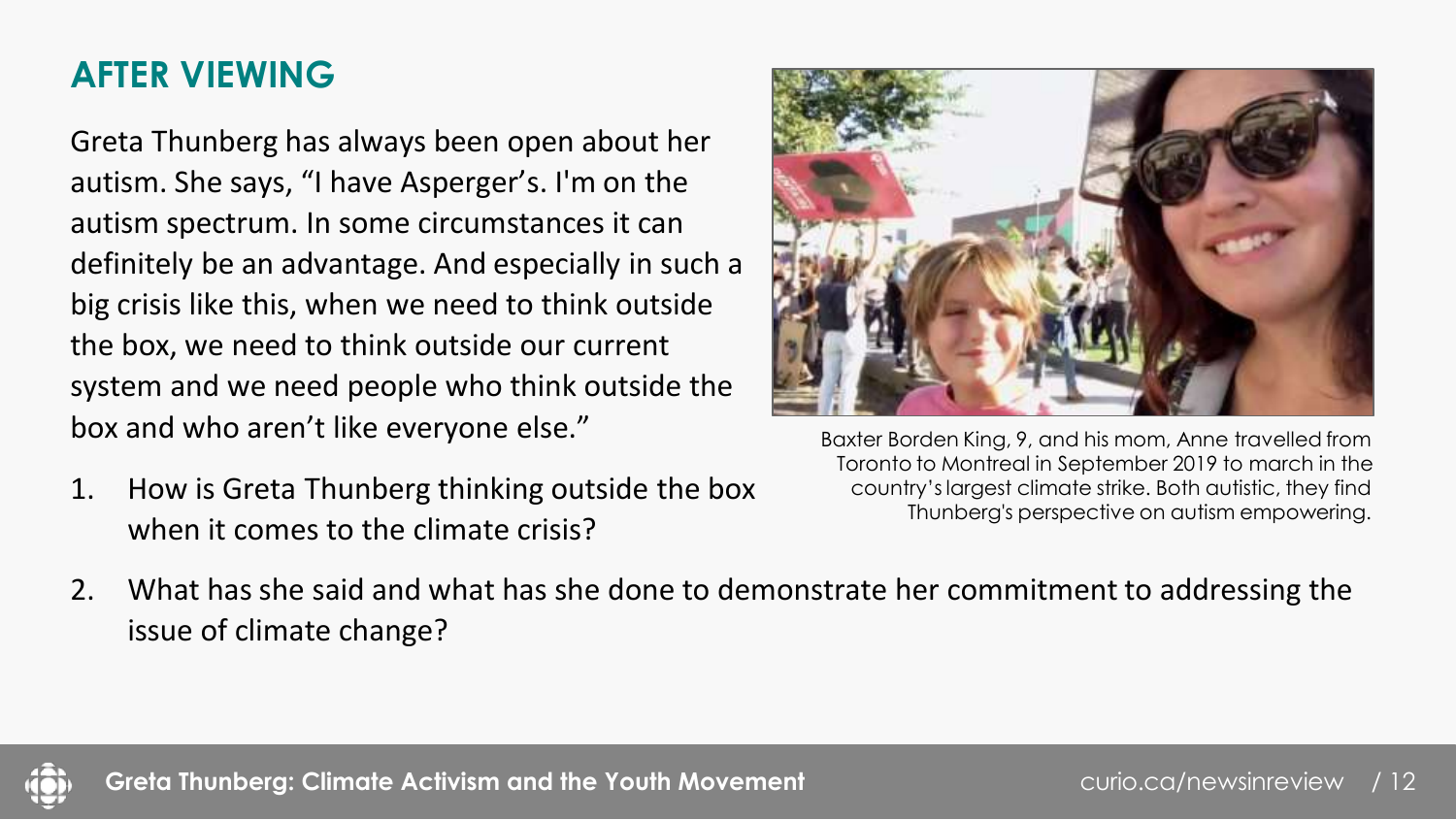## AFTER VIEWING

Greta Thunberg has always been open about her autism. She says, "I have Asperger's. I'm on the autism spectrum. In some circumstances it can definitely be an advantage. And especially in such a big crisis like this, when we need to think outside the box, we need to think outside our current system and we need people who think outside the box and who aren't like everyone else."

Baxter Borden King, 9, and his mom, Anne travelled from Toronto to Montreal in September 2019 to march in the country's largest climate strike. Both autistic, they find Thunberg's perspective on autism empowering.

1. How is Greta Thunberg thinking outside the box when it comes to the climate crisis?
2. What has she said and what has she done to demonstrate her commitment to addressing the issue of climate change?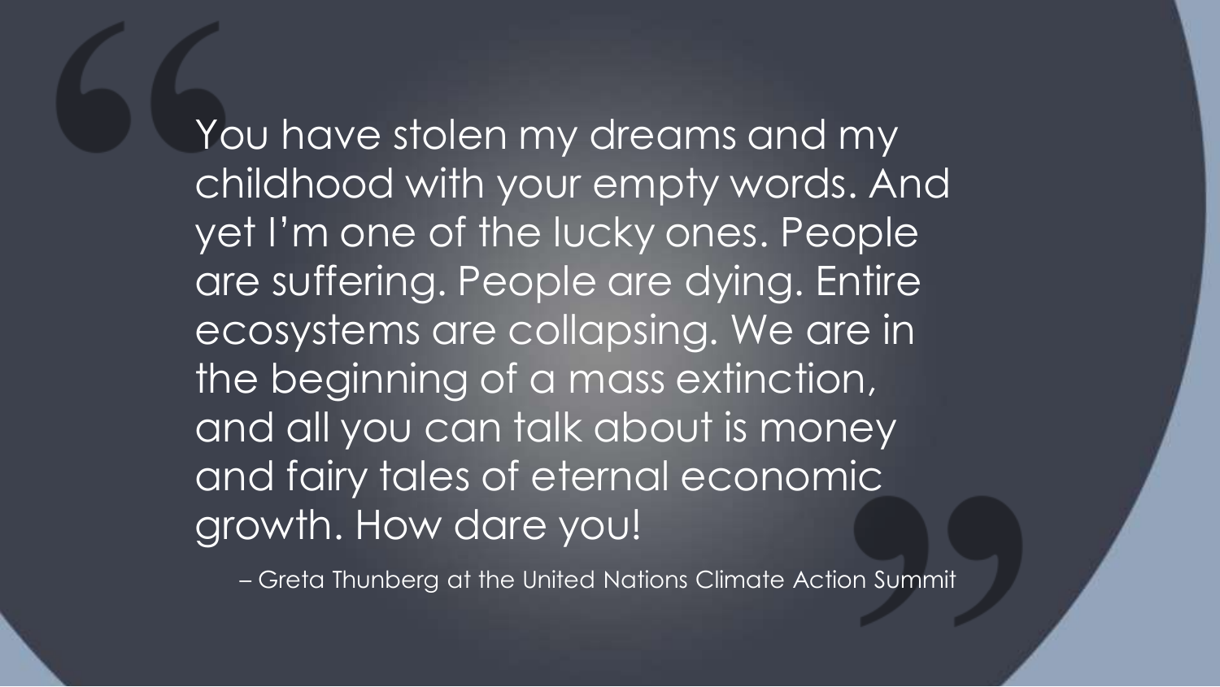> You have stolen my dreams and my childhood with your empty words. And yet I'm one of the lucky ones. People are suffering. People are dying. Entire ecosystems are collapsing. We are in the beginning of a mass extinction, and all you can talk about is money and fairy tales of eternal economic growth. How dare you!
>
> – Greta Thunberg at the United Nations Climate Action Summit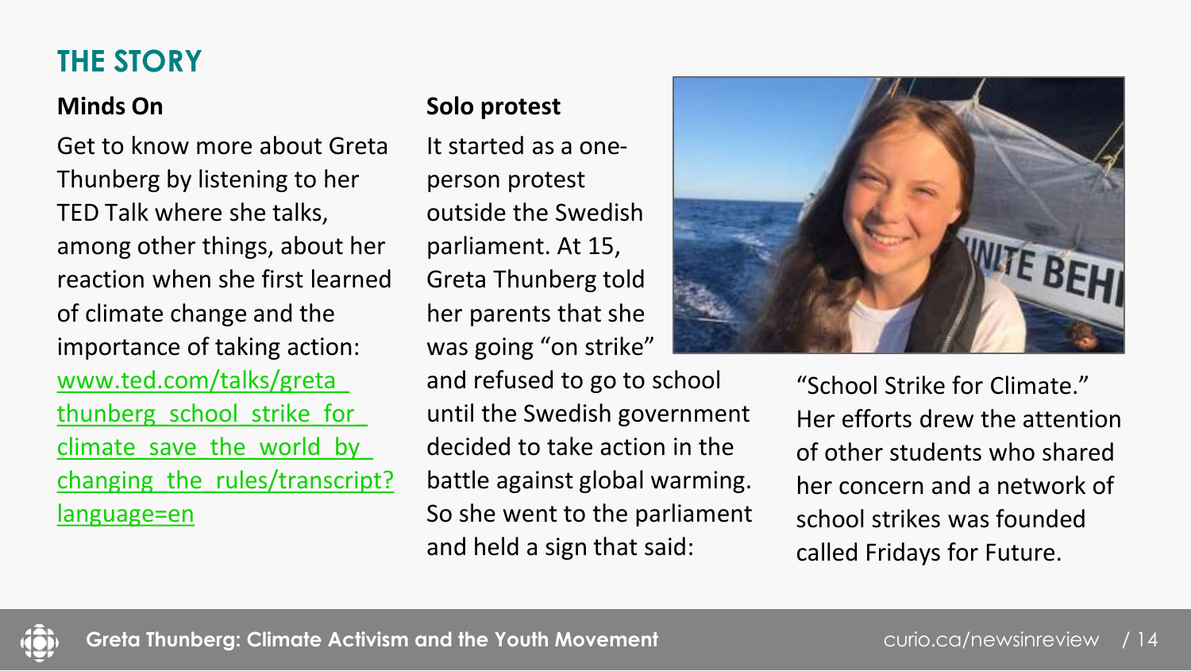## THE STORY

### Minds On

Get to know more about Greta Thunberg by listening to her TED Talk where she talks, among other things, about her reaction when she first learned of climate change and the importance of taking action: [www.ted.com/talks/greta_thunberg_school_strike_for_climate_save_the_world_by_changing_the_rules/transcript?language=en](www.ted.com/talks/greta_thunberg_school_strike_for_climate_save_the_world_by_changing_the_rules/transcript?language=en)

### Solo protest

It started as a one-person protest outside the Swedish parliament. At 15, Greta Thunberg told her parents that she was going "on strike" and refused to go to school until the Swedish government decided to take action in the battle against global warming. So she went to the parliament and held a sign that said: "School Strike for Climate." Her efforts drew the attention of other students who shared her concern and a network of school strikes was founded called Fridays for Future.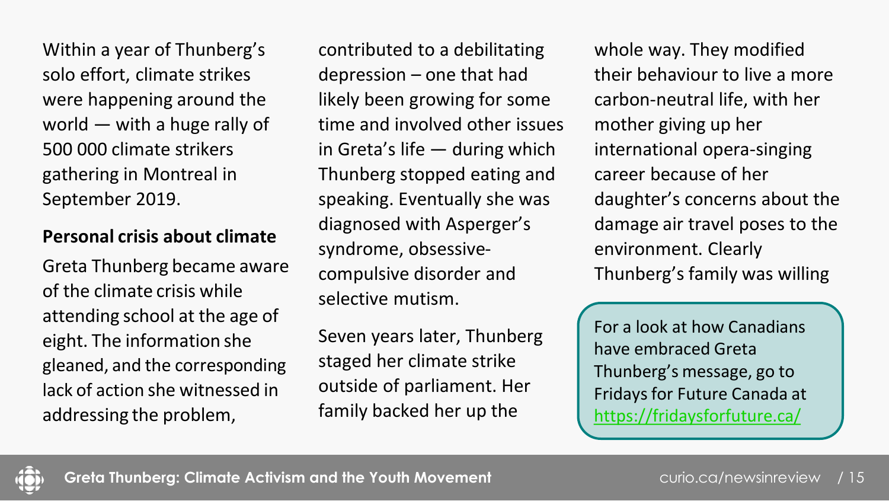Within a year of Thunberg's solo effort, climate strikes were happening around the world — with a huge rally of 500 000 climate strikers gathering in Montreal in September 2019.

**Personal crisis about climate**

Greta Thunberg became aware of the climate crisis while attending school at the age of eight. The information she gleaned, and the corresponding lack of action she witnessed in addressing the problem, contributed to a debilitating depression – one that had likely been growing for some time and involved other issues in Greta's life — during which Thunberg stopped eating and speaking. Eventually she was diagnosed with Asperger's syndrome, obsessive-compulsive disorder and selective mutism.

Seven years later, Thunberg staged her climate strike outside of parliament. Her family backed her up the whole way. They modified their behaviour to live a more carbon-neutral life, with her mother giving up her international opera-singing career because of her daughter's concerns about the damage air travel poses to the environment. Clearly Thunberg's family was willing

> For a look at how Canadians have embraced Greta Thunberg's message, go to Fridays for Future Canada at https://fridaysforfuture.ca/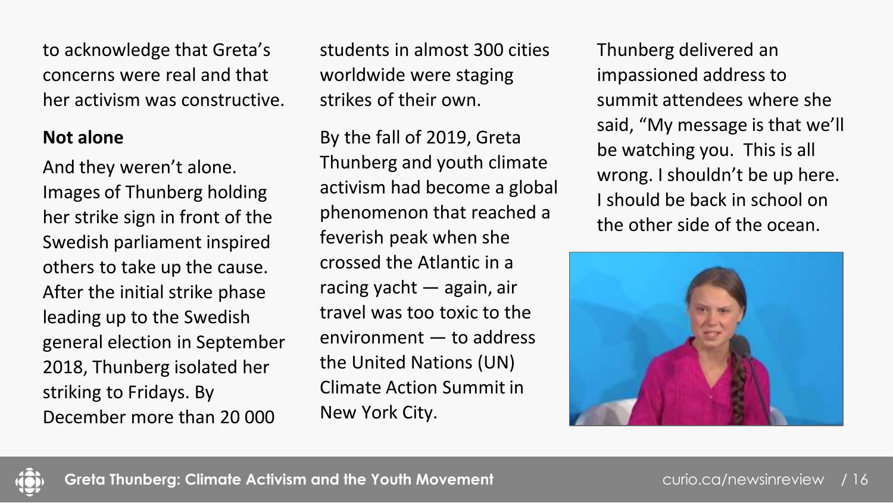to acknowledge that Greta's concerns were real and that her activism was constructive.

**Not alone**

And they weren't alone. Images of Thunberg holding her strike sign in front of the Swedish parliament inspired others to take up the cause. After the initial strike phase leading up to the Swedish general election in September 2018, Thunberg isolated her striking to Fridays. By December more than 20 000 students in almost 300 cities worldwide were staging strikes of their own.

By the fall of 2019, Greta Thunberg and youth climate activism had become a global phenomenon that reached a feverish peak when she crossed the Atlantic in a racing yacht — again, air travel was too toxic to the environment — to address the United Nations (UN) Climate Action Summit in New York City.

Thunberg delivered an impassioned address to summit attendees where she said, "My message is that we'll be watching you. This is all wrong. I shouldn't be up here. I should be back in school on the other side of the ocean.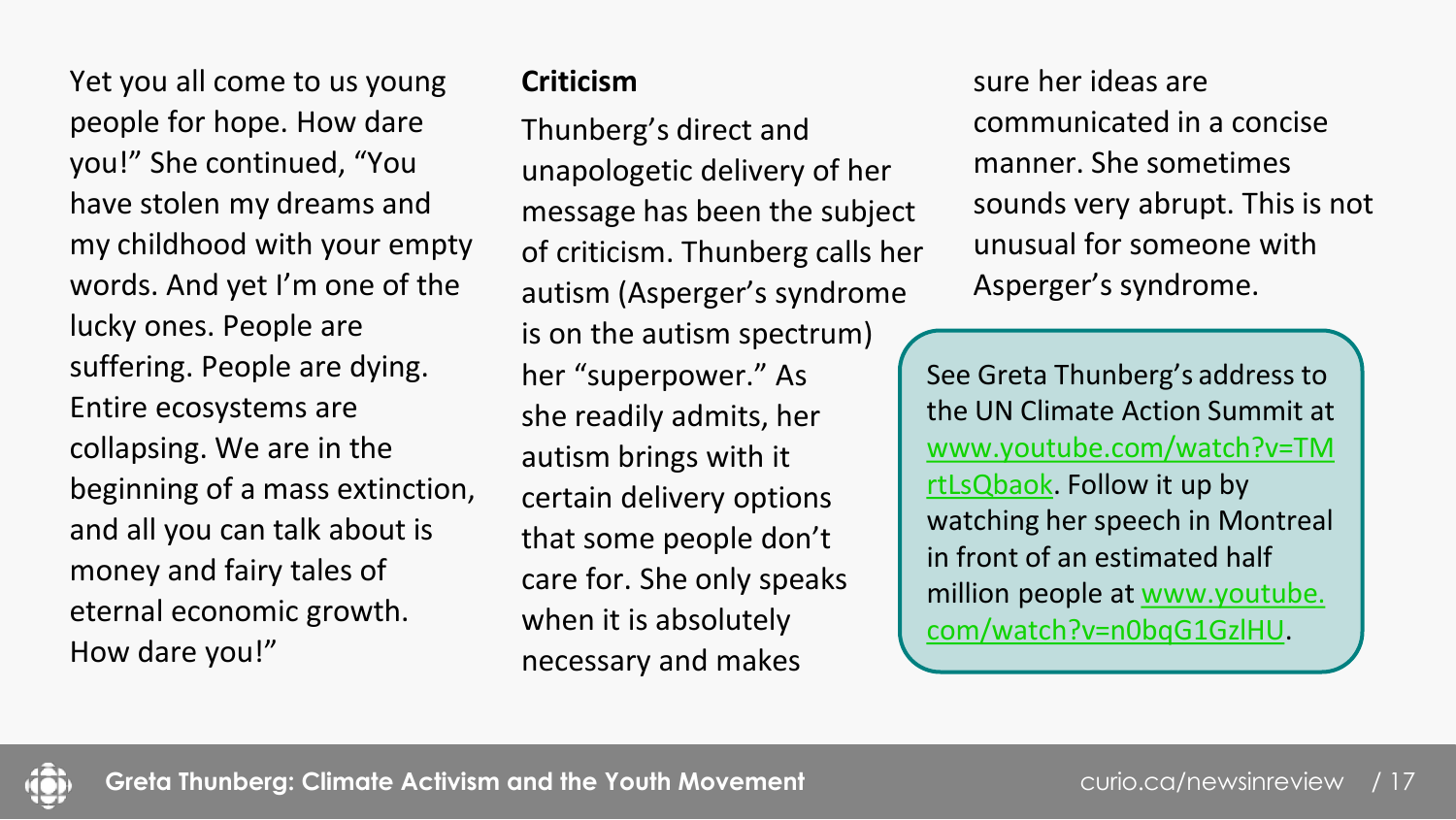Yet you all come to us young people for hope. How dare you!" She continued, "You have stolen my dreams and my childhood with your empty words. And yet I'm one of the lucky ones. People are suffering. People are dying. Entire ecosystems are collapsing. We are in the beginning of a mass extinction, and all you can talk about is money and fairy tales of eternal economic growth. How dare you!"

**Criticism**

Thunberg's direct and unapologetic delivery of her message has been the subject of criticism. Thunberg calls her autism (Asperger's syndrome is on the autism spectrum) her "superpower." As she readily admits, her autism brings with it certain delivery options that some people don't care for. She only speaks when it is absolutely necessary and makes sure her ideas are communicated in a concise manner. She sometimes sounds very abrupt. This is not unusual for someone with Asperger's syndrome.

See Greta Thunberg's address to the UN Climate Action Summit at www.youtube.com/watch?v=TMrtLsQbaok. Follow it up by watching her speech in Montreal in front of an estimated half million people at www.youtube.com/watch?v=n0bqG1GzlHU.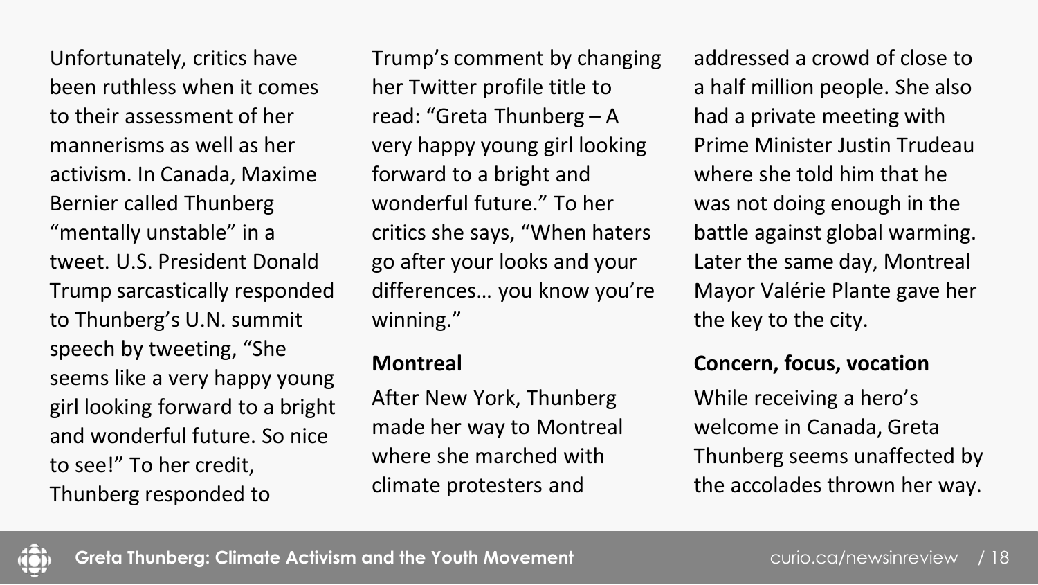Unfortunately, critics have been ruthless when it comes to their assessment of her mannerisms as well as her activism. In Canada, Maxime Bernier called Thunberg "mentally unstable" in a tweet. U.S. President Donald Trump sarcastically responded to Thunberg's U.N. summit speech by tweeting, "She seems like a very happy young girl looking forward to a bright and wonderful future. So nice to see!" To her credit, Thunberg responded to Trump's comment by changing her Twitter profile title to read: "Greta Thunberg – A very happy young girl looking forward to a bright and wonderful future." To her critics she says, "When haters go after your looks and your differences… you know you're winning."

**Montreal**

After New York, Thunberg made her way to Montreal where she marched with climate protesters and addressed a crowd of close to a half million people. She also had a private meeting with Prime Minister Justin Trudeau where she told him that he was not doing enough in the battle against global warming. Later the same day, Montreal Mayor Valérie Plante gave her the key to the city.

**Concern, focus, vocation**

While receiving a hero's welcome in Canada, Greta Thunberg seems unaffected by the accolades thrown her way.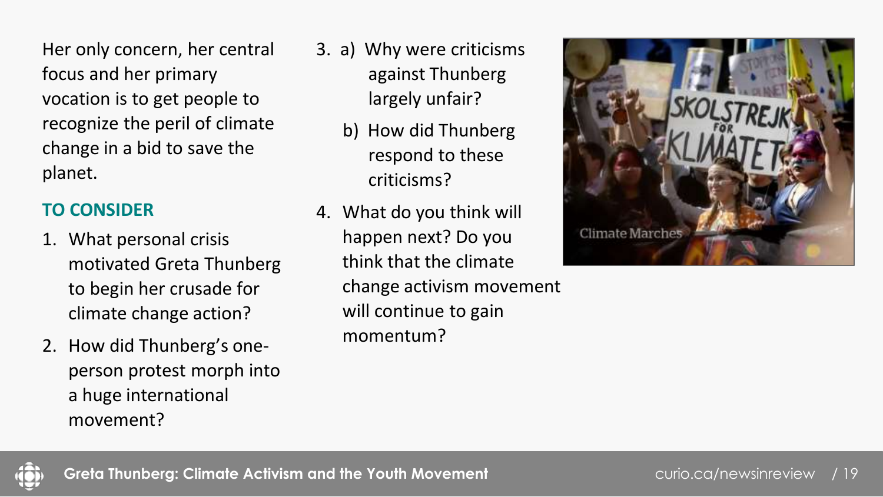Her only concern, her central focus and her primary vocation is to get people to recognize the peril of climate change in a bid to save the planet.

### TO CONSIDER

1. What personal crisis motivated Greta Thunberg to begin her crusade for climate change action?
2. How did Thunberg's one-person protest morph into a huge international movement?
3. a) Why were criticisms against Thunberg largely unfair?

   b) How did Thunberg respond to these criticisms?
4. What do you think will happen next? Do you think that the climate change activism movement will continue to gain momentum?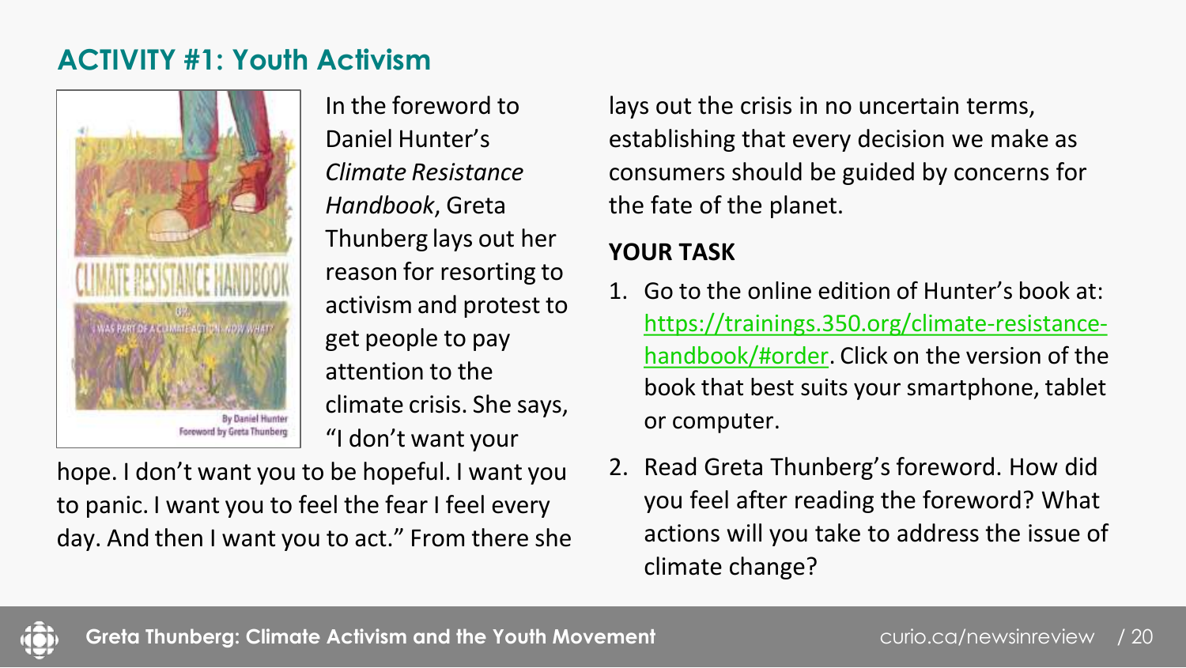## ACTIVITY #1: Youth Activism

In the foreword to Daniel Hunter's *Climate Resistance Handbook*, Greta Thunberg lays out her reason for resorting to activism and protest to get people to pay attention to the climate crisis. She says, "I don't want your hope. I don't want you to be hopeful. I want you to panic. I want you to feel the fear I feel every day. And then I want you to act." From there she lays out the crisis in no uncertain terms, establishing that every decision we make as consumers should be guided by concerns for the fate of the planet.

**YOUR TASK**

1. Go to the online edition of Hunter's book at: https://trainings.350.org/climate-resistance-handbook/#order. Click on the version of the book that best suits your smartphone, tablet or computer.
2. Read Greta Thunberg's foreword. How did you feel after reading the foreword? What actions will you take to address the issue of climate change?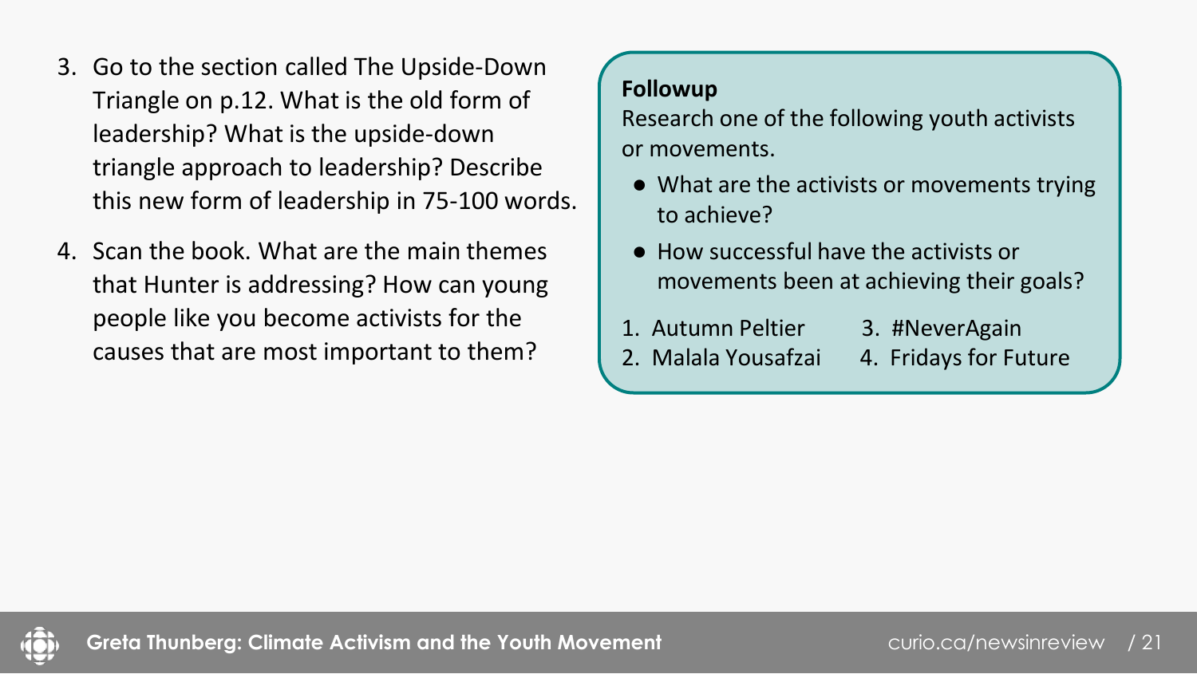3. Go to the section called The Upside-Down Triangle on p.12. What is the old form of leadership? What is the upside-down triangle approach to leadership? Describe this new form of leadership in 75-100 words.

4. Scan the book. What are the main themes that Hunter is addressing? How can young people like you become activists for the causes that are most important to them?

**Followup**

Research one of the following youth activists or movements.

- What are the activists or movements trying to achieve?
- How successful have the activists or movements been at achieving their goals?

1. Autumn Peltier
2. Malala Yousafzai
3. #NeverAgain
4. Fridays for Future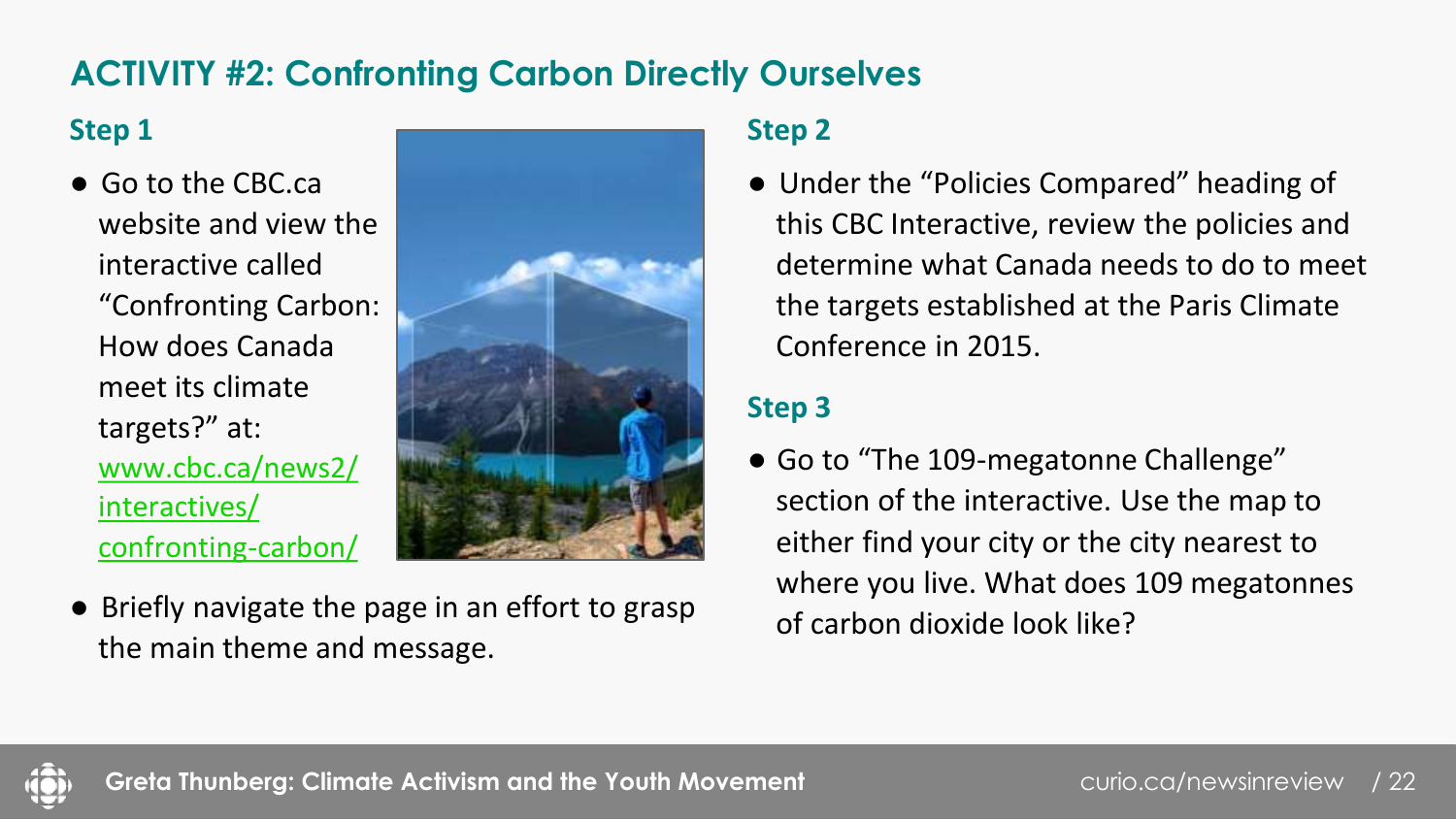## ACTIVITY #2: Confronting Carbon Directly Ourselves

### Step 1

- Go to the CBC.ca website and view the interactive called "Confronting Carbon: How does Canada meet its climate targets?" at: www.cbc.ca/news2/interactives/confronting-carbon/
- Briefly navigate the page in an effort to grasp the main theme and message.

### Step 2

- Under the "Policies Compared" heading of this CBC Interactive, review the policies and determine what Canada needs to do to meet the targets established at the Paris Climate Conference in 2015.

### Step 3

- Go to "The 109-megatonne Challenge" section of the interactive. Use the map to either find your city or the city nearest to where you live. What does 109 megatonnes of carbon dioxide look like?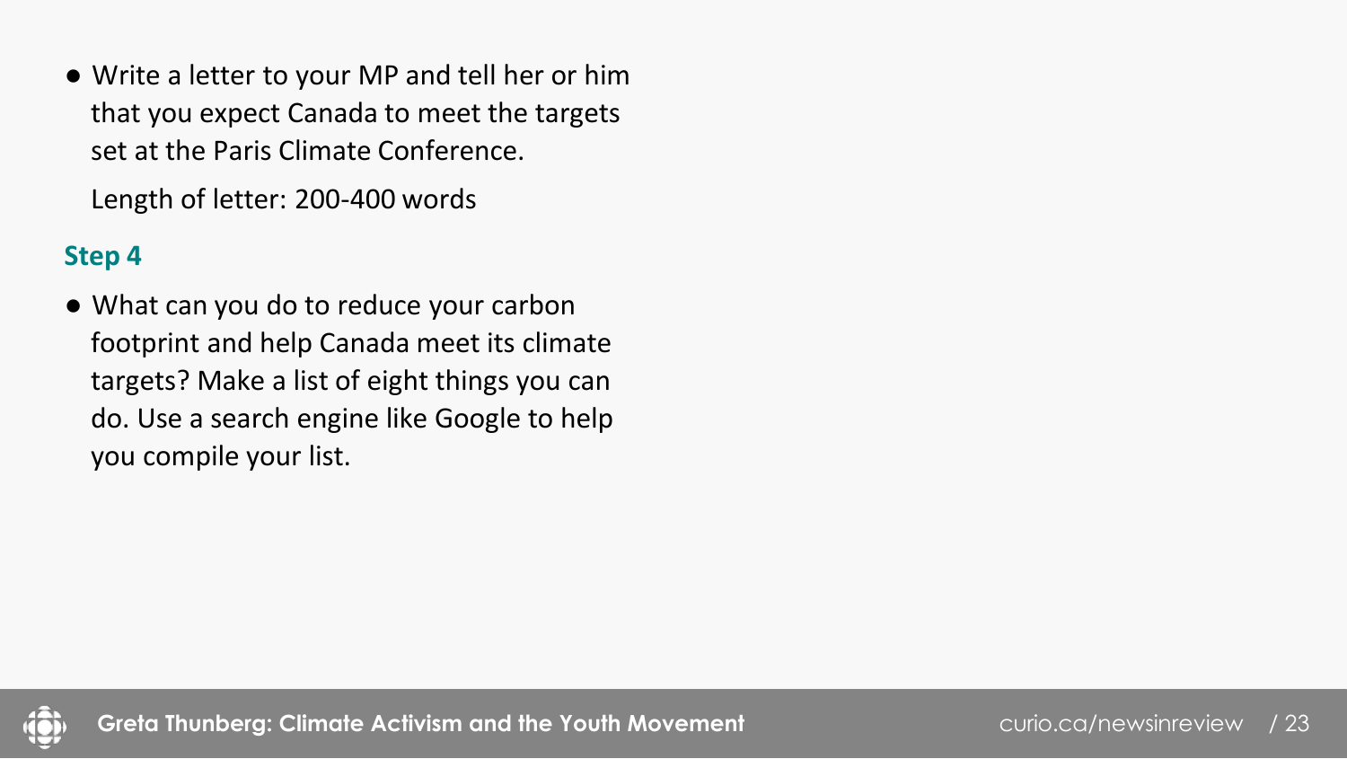- Write a letter to your MP and tell her or him that you expect Canada to meet the targets set at the Paris Climate Conference.

  Length of letter: 200-400 words

**Step 4**

- What can you do to reduce your carbon footprint and help Canada meet its climate targets? Make a list of eight things you can do. Use a search engine like Google to help you compile your list.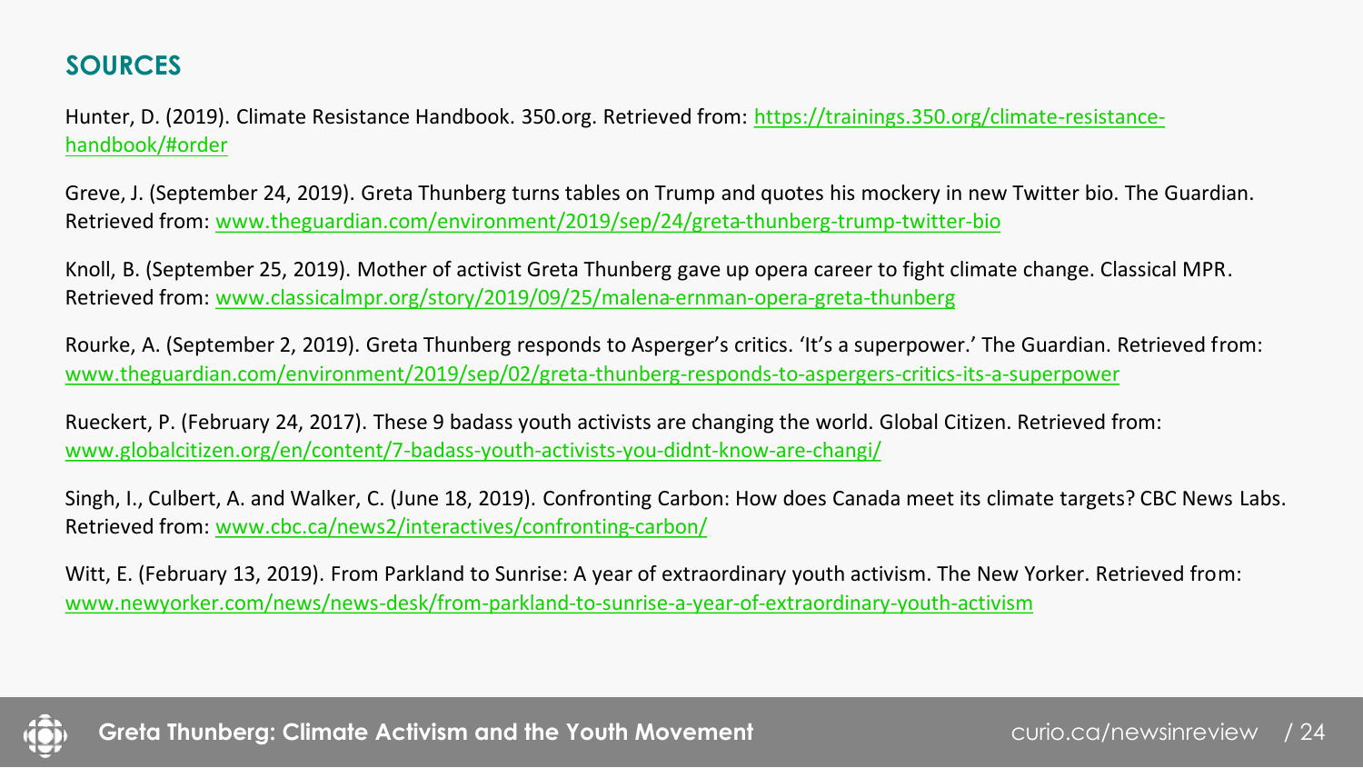## SOURCES

Hunter, D. (2019). Climate Resistance Handbook. 350.org. Retrieved from: https://trainings.350.org/climate-resistance-handbook/#order

Greve, J. (September 24, 2019). Greta Thunberg turns tables on Trump and quotes his mockery in new Twitter bio. The Guardian. Retrieved from: www.theguardian.com/environment/2019/sep/24/greta-thunberg-trump-twitter-bio

Knoll, B. (September 25, 2019). Mother of activist Greta Thunberg gave up opera career to fight climate change. Classical MPR. Retrieved from: www.classicalmpr.org/story/2019/09/25/malena-ernman-opera-greta-thunberg

Rourke, A. (September 2, 2019). Greta Thunberg responds to Asperger's critics. 'It's a superpower.' The Guardian. Retrieved from: www.theguardian.com/environment/2019/sep/02/greta-thunberg-responds-to-aspergers-critics-its-a-superpower

Rueckert, P. (February 24, 2017). These 9 badass youth activists are changing the world. Global Citizen. Retrieved from: www.globalcitizen.org/en/content/7-badass-youth-activists-you-didnt-know-are-changi/

Singh, I., Culbert, A. and Walker, C. (June 18, 2019). Confronting Carbon: How does Canada meet its climate targets? CBC News Labs. Retrieved from: www.cbc.ca/news2/interactives/confronting-carbon/

Witt, E. (February 13, 2019). From Parkland to Sunrise: A year of extraordinary youth activism. The New Yorker. Retrieved from: www.newyorker.com/news/news-desk/from-parkland-to-sunrise-a-year-of-extraordinary-youth-activism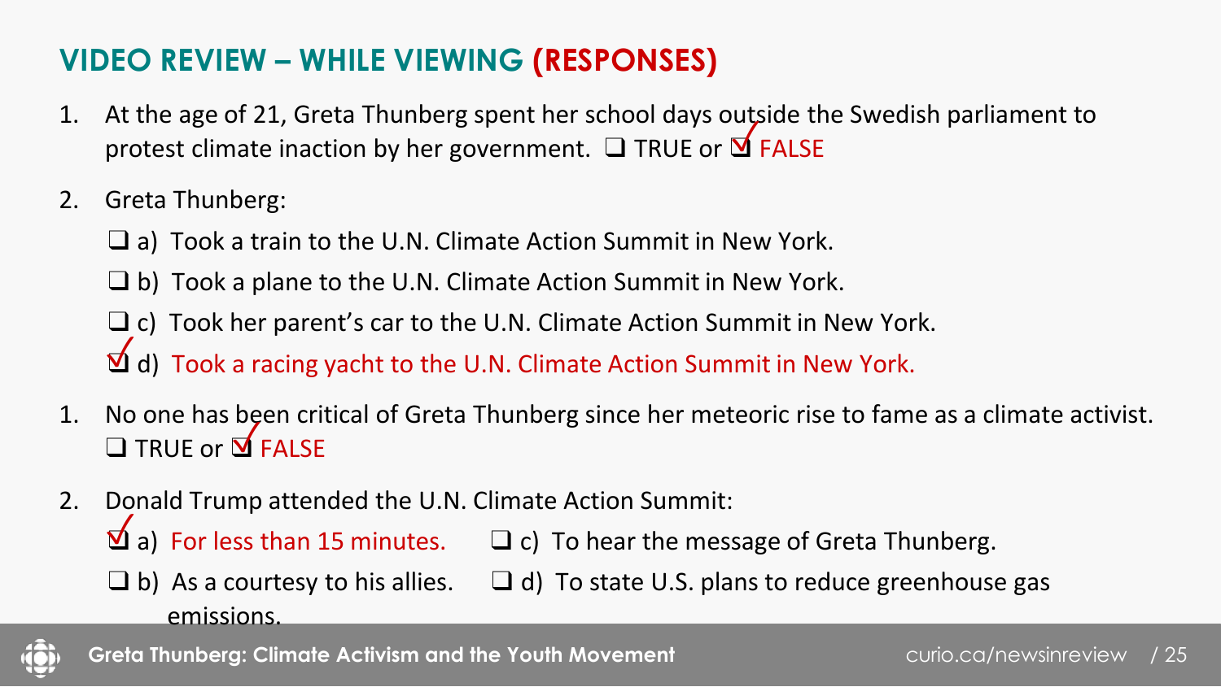# VIDEO REVIEW – WHILE VIEWING (RESPONSES)

1. At the age of 21, Greta Thunberg spent her school days outside the Swedish parliament to protest climate inaction by her government. ❑ TRUE or ☑ FALSE

2. Greta Thunberg:
   - ❑ a) Took a train to the U.N. Climate Action Summit in New York.
   - ❑ b) Took a plane to the U.N. Climate Action Summit in New York.
   - ❑ c) Took her parent's car to the U.N. Climate Action Summit in New York.
   - ☑ d) Took a racing yacht to the U.N. Climate Action Summit in New York.

1. No one has been critical of Greta Thunberg since her meteoric rise to fame as a climate activist. ❑ TRUE or ☑ FALSE

2. Donald Trump attended the U.N. Climate Action Summit:
   - ☑ a) For less than 15 minutes.
   - ❑ b) As a courtesy to his allies.
   - ❑ c) To hear the message of Greta Thunberg.
   - ❑ d) To state U.S. plans to reduce greenhouse gas emissions.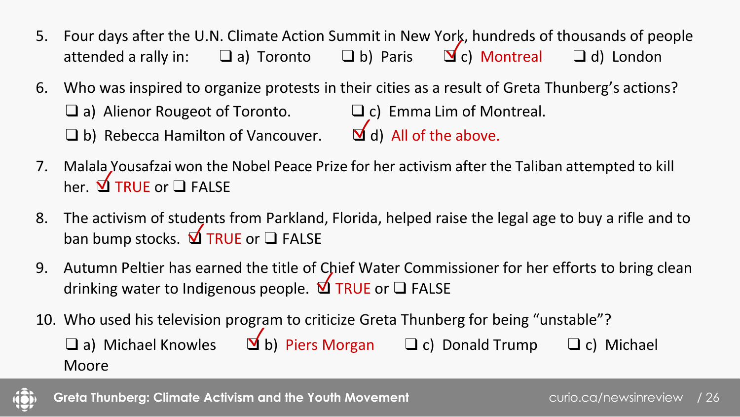5. Four days after the U.N. Climate Action Summit in New York, hundreds of thousands of people attended a rally in: ❑ a) Toronto ❑ b) Paris ☑ c) Montreal ❑ d) London

6. Who was inspired to organize protests in their cities as a result of Greta Thunberg's actions?
   - ❑ a) Alienor Rougeot of Toronto.
   - ❑ b) Rebecca Hamilton of Vancouver.
   - ❑ c) Emma Lim of Montreal.
   - ☑ d) All of the above.

7. Malala Yousafzai won the Nobel Peace Prize for her activism after the Taliban attempted to kill her. ☑ TRUE or ❑ FALSE

8. The activism of students from Parkland, Florida, helped raise the legal age to buy a rifle and to ban bump stocks. ☑ TRUE or ❑ FALSE

9. Autumn Peltier has earned the title of Chief Water Commissioner for her efforts to bring clean drinking water to Indigenous people. ☑ TRUE or ❑ FALSE

10. Who used his television program to criticize Greta Thunberg for being "unstable"?
    ❑ a) Michael Knowles ☑ b) Piers Morgan ❑ c) Donald Trump ❑ c) Michael Moore